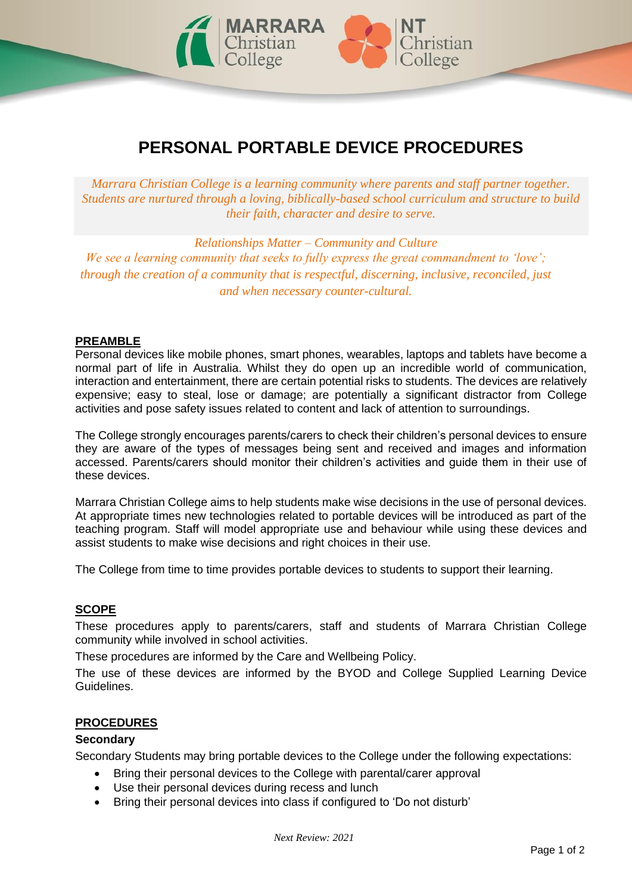# PERSONAL PORTABLE DEVICE PROCEDURES

*Marrara Christian College is a learning community where parents and staff partner together. Students are nurtured through a loving, biblically-based school curriculum and structure to build their faith, character and desire to serve.*

*Relationships Matter – Community and Culture*
*We see a learning community that seeks to fully express the great commandment to 'love'; through the creation of a community that is respectful, discerning, inclusive, reconciled, just and when necessary counter-cultural.*

## PREAMBLE

Personal devices like mobile phones, smart phones, wearables, laptops and tablets have become a normal part of life in Australia. Whilst they do open up an incredible world of communication, interaction and entertainment, there are certain potential risks to students. The devices are relatively expensive; easy to steal, lose or damage; are potentially a significant distractor from College activities and pose safety issues related to content and lack of attention to surroundings.

The College strongly encourages parents/carers to check their children's personal devices to ensure they are aware of the types of messages being sent and received and images and information accessed. Parents/carers should monitor their children's activities and guide them in their use of these devices.

Marrara Christian College aims to help students make wise decisions in the use of personal devices. At appropriate times new technologies related to portable devices will be introduced as part of the teaching program. Staff will model appropriate use and behaviour while using these devices and assist students to make wise decisions and right choices in their use.

The College from time to time provides portable devices to students to support their learning.

## SCOPE

These procedures apply to parents/carers, staff and students of Marrara Christian College community while involved in school activities.

These procedures are informed by the Care and Wellbeing Policy.

The use of these devices are informed by the BYOD and College Supplied Learning Device Guidelines.

## PROCEDURES

### Secondary

Secondary Students may bring portable devices to the College under the following expectations:

- Bring their personal devices to the College with parental/carer approval
- Use their personal devices during recess and lunch
- Bring their personal devices into class if configured to 'Do not disturb'

*Next Review: 2021*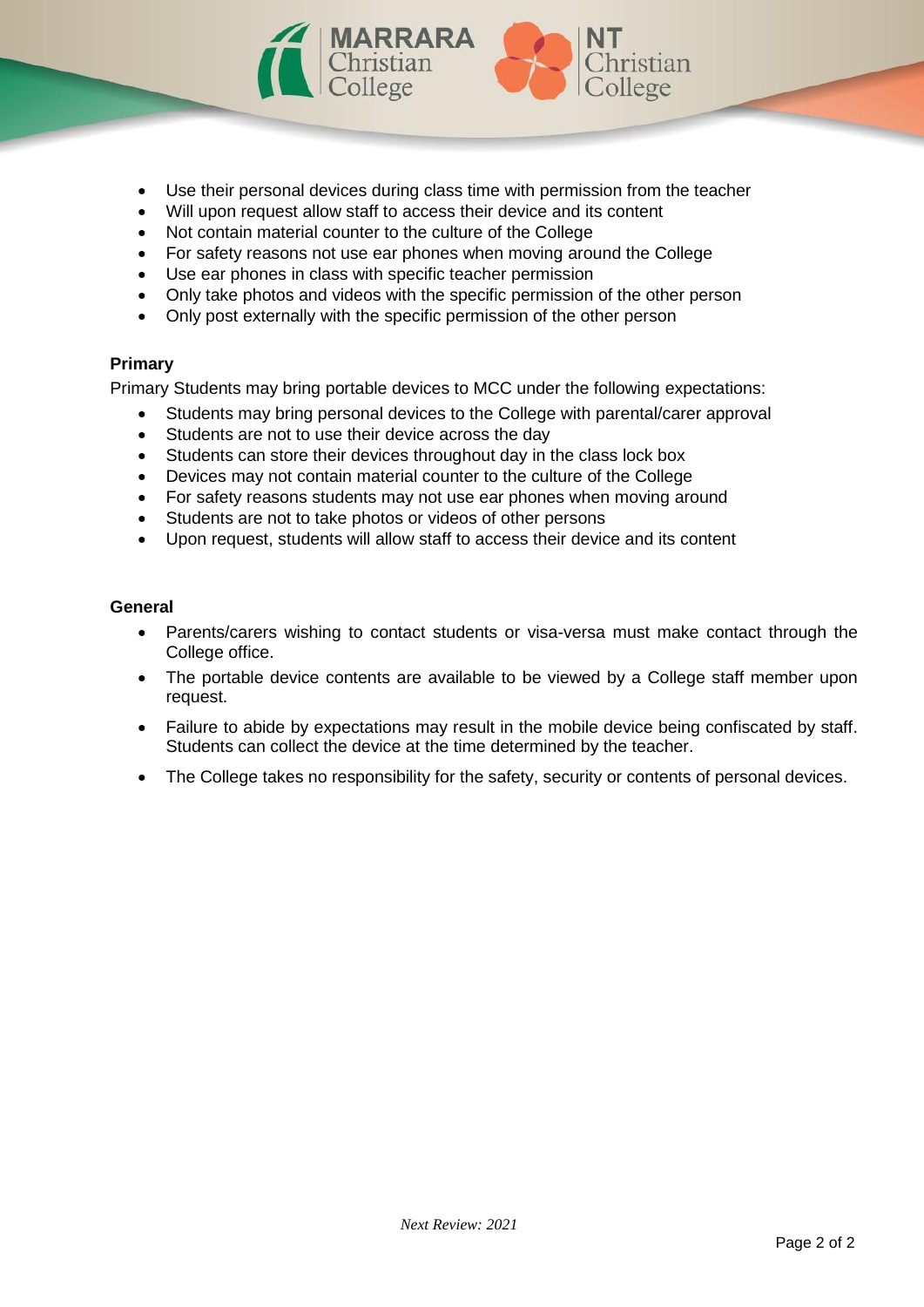- Use their personal devices during class time with permission from the teacher
- Will upon request allow staff to access their device and its content
- Not contain material counter to the culture of the College
- For safety reasons not use ear phones when moving around the College
- Use ear phones in class with specific teacher permission
- Only take photos and videos with the specific permission of the other person
- Only post externally with the specific permission of the other person

**Primary**

Primary Students may bring portable devices to MCC under the following expectations:

- Students may bring personal devices to the College with parental/carer approval
- Students are not to use their device across the day
- Students can store their devices throughout day in the class lock box
- Devices may not contain material counter to the culture of the College
- For safety reasons students may not use ear phones when moving around
- Students are not to take photos or videos of other persons
- Upon request, students will allow staff to access their device and its content

**General**

- Parents/carers wishing to contact students or visa-versa must make contact through the College office.
- The portable device contents are available to be viewed by a College staff member upon request.
- Failure to abide by expectations may result in the mobile device being confiscated by staff. Students can collect the device at the time determined by the teacher.
- The College takes no responsibility for the safety, security or contents of personal devices.

*Next Review: 2021*